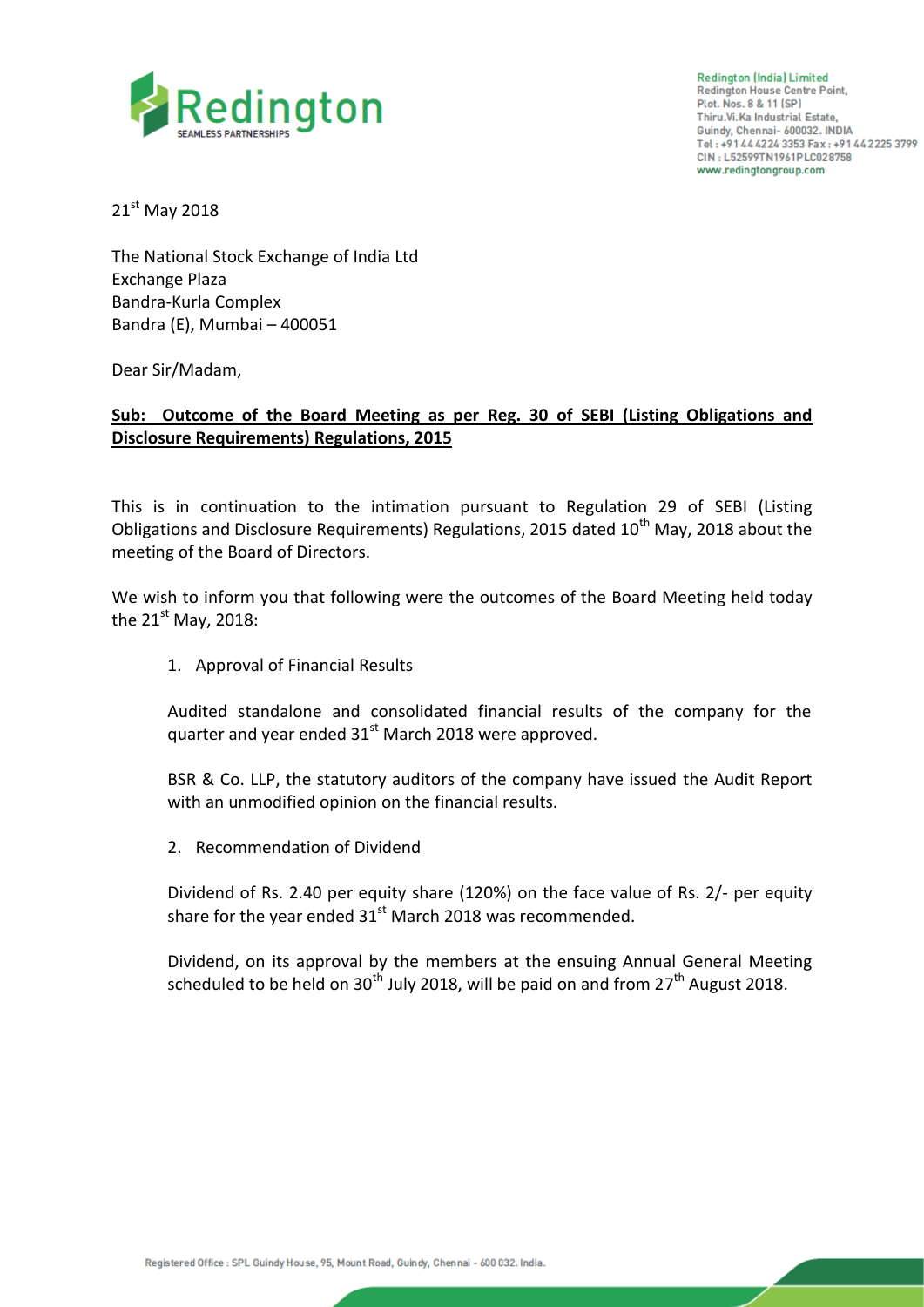Redington (India) Limited
Redington House Centre Point,
Plot. Nos. 8 & 11 (SP)
Thiru.Vi.Ka Industrial Estate,
Guindy, Chennai- 600032. INDIA
Tel : +91 44 4224 3353 Fax : +91 44 2225 3799
CIN : L52599TN1961PLC028758
www.redingtongroup.com

21st May 2018

The National Stock Exchange of India Ltd
Exchange Plaza
Bandra-Kurla Complex
Bandra (E), Mumbai – 400051

Dear Sir/Madam,

**Sub: Outcome of the Board Meeting as per Reg. 30 of SEBI (Listing Obligations and Disclosure Requirements) Regulations, 2015**

This is in continuation to the intimation pursuant to Regulation 29 of SEBI (Listing Obligations and Disclosure Requirements) Regulations, 2015 dated 10th May, 2018 about the meeting of the Board of Directors.

We wish to inform you that following were the outcomes of the Board Meeting held today the 21st May, 2018:

1. Approval of Financial Results

   Audited standalone and consolidated financial results of the company for the quarter and year ended 31st March 2018 were approved.

   BSR & Co. LLP, the statutory auditors of the company have issued the Audit Report with an unmodified opinion on the financial results.

2. Recommendation of Dividend

   Dividend of Rs. 2.40 per equity share (120%) on the face value of Rs. 2/- per equity share for the year ended 31st March 2018 was recommended.

   Dividend, on its approval by the members at the ensuing Annual General Meeting scheduled to be held on 30th July 2018, will be paid on and from 27th August 2018.

Registered Office : SPL Guindy House, 95, Mount Road, Guindy, Chennai - 600 032. India.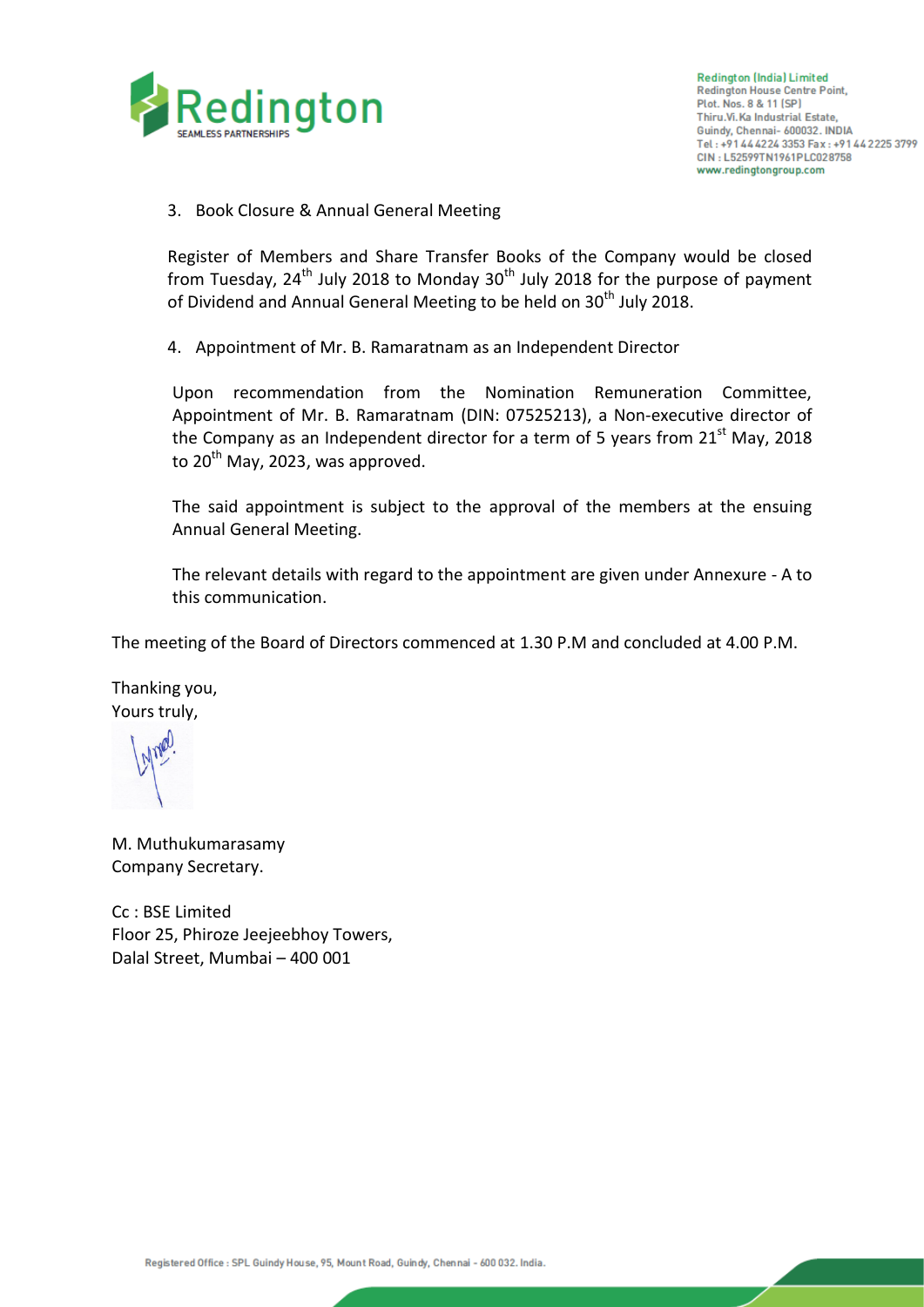3. Book Closure & Annual General Meeting

Register of Members and Share Transfer Books of the Company would be closed from Tuesday, 24th July 2018 to Monday 30th July 2018 for the purpose of payment of Dividend and Annual General Meeting to be held on 30th July 2018.

4. Appointment of Mr. B. Ramaratnam as an Independent Director

Upon recommendation from the Nomination Remuneration Committee, Appointment of Mr. B. Ramaratnam (DIN: 07525213), a Non-executive director of the Company as an Independent director for a term of 5 years from 21st May, 2018 to 20th May, 2023, was approved.

The said appointment is subject to the approval of the members at the ensuing Annual General Meeting.

The relevant details with regard to the appointment are given under Annexure - A to this communication.

The meeting of the Board of Directors commenced at 1.30 P.M and concluded at 4.00 P.M.

Thanking you,
Yours truly,

M. Muthukumarasamy
Company Secretary.

Cc : BSE Limited
Floor 25, Phiroze Jeejeebhoy Towers,
Dalal Street, Mumbai – 400 001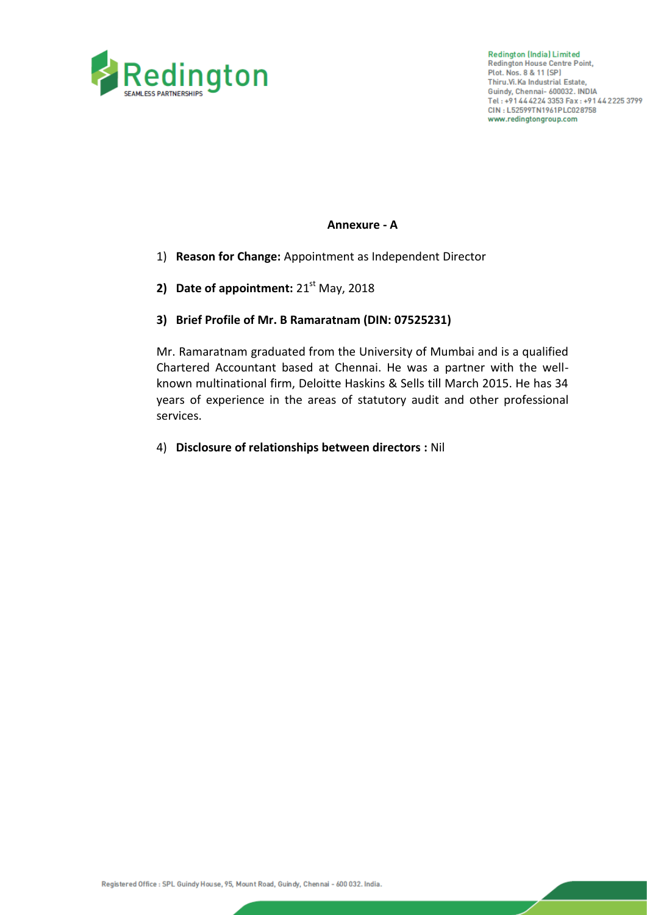Redington (India) Limited
Redington House Centre Point,
Plot. Nos. 8 & 11 (SP)
Thiru.Vi.Ka Industrial Estate,
Guindy, Chennai- 600032. INDIA
Tel : +91 44 4224 3353 Fax : +91 44 2225 3799
CIN : L52599TN1961PLC028758
www.redingtongroup.com

## Annexure - A

1) **Reason for Change:** Appointment as Independent Director

2) **Date of appointment:** 21st May, 2018

3) **Brief Profile of Mr. B Ramaratnam (DIN: 07525231)**

Mr. Ramaratnam graduated from the University of Mumbai and is a qualified Chartered Accountant based at Chennai. He was a partner with the well-known multinational firm, Deloitte Haskins & Sells till March 2015. He has 34 years of experience in the areas of statutory audit and other professional services.

4) **Disclosure of relationships between directors :** Nil

Registered Office : SPL Guindy House, 95, Mount Road, Guindy, Chennai - 600 032. India.